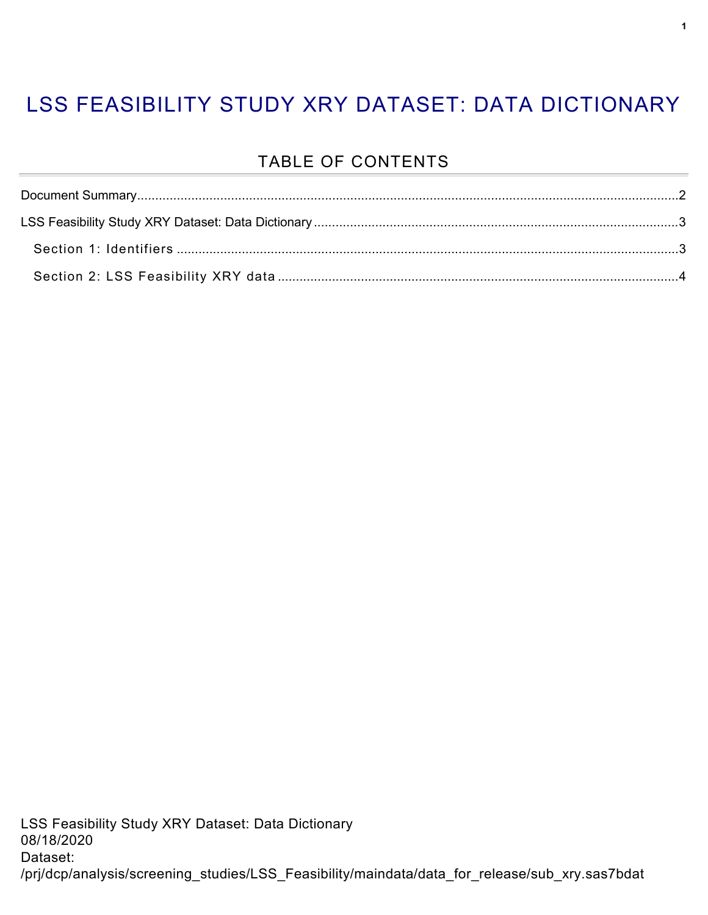# LSS FEASIBILITY STUDY XRY DATASET: DATA DICTIONARY

## TABLE OF CONTENTS

Document Summary....................................................................................2

LSS Feasibility Study XRY Dataset: Data Dictionary....................................3

- Section 1: Identifiers....................................................................................3
- Section 2: LSS Feasibility XRY data..............................................................4

LSS Feasibility Study XRY Dataset: Data Dictionary
08/18/2020
Dataset:
/prj/dcp/analysis/screening_studies/LSS_Feasibility/maindata/data_for_release/sub_xry.sas7bdat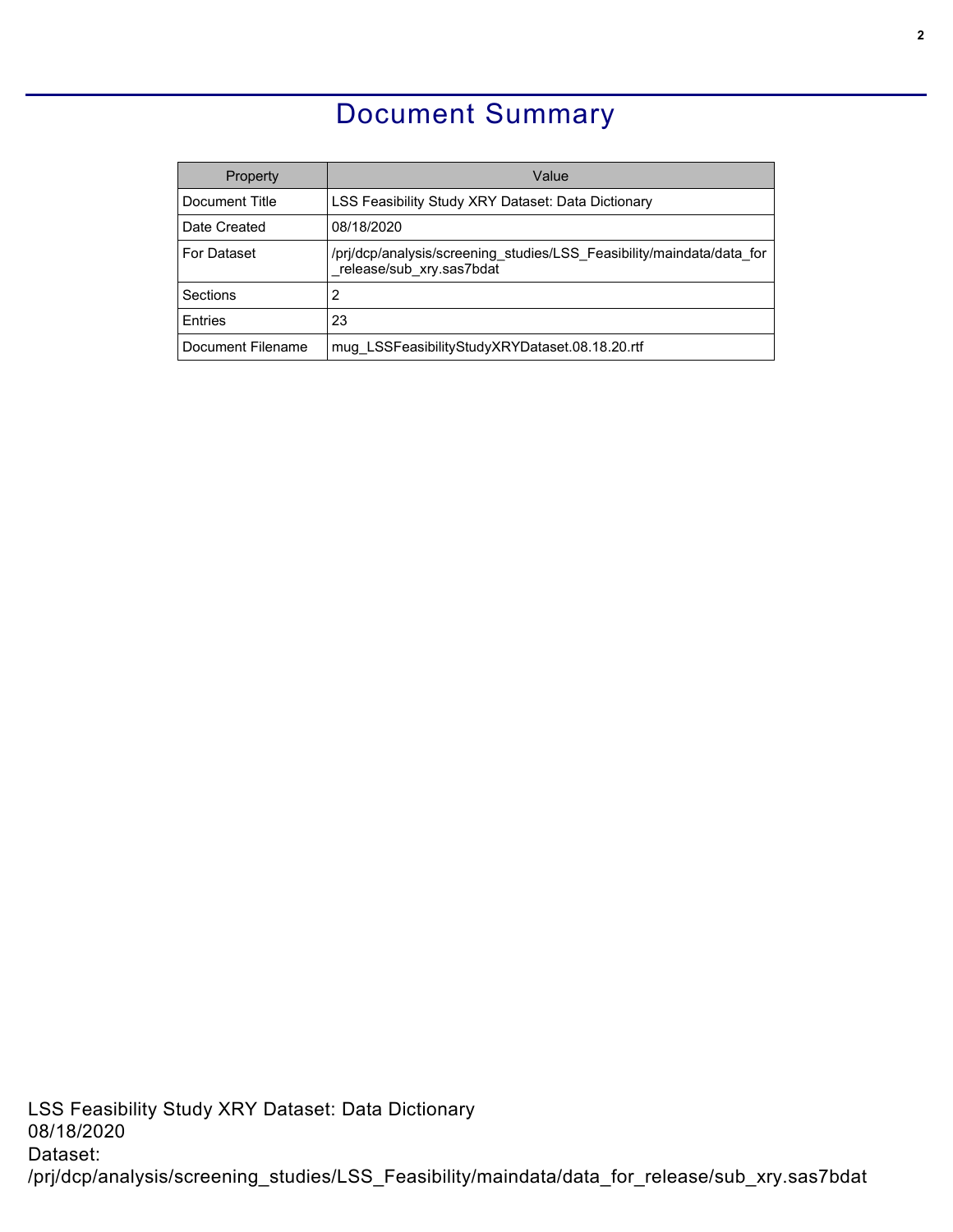# Document Summary

| Property | Value |
| --- | --- |
| Document Title | LSS Feasibility Study XRY Dataset: Data Dictionary |
| Date Created | 08/18/2020 |
| For Dataset | /prj/dcp/analysis/screening_studies/LSS_Feasibility/maindata/data_for_release/sub_xry.sas7bdat |
| Sections | 2 |
| Entries | 23 |
| Document Filename | mug_LSSFeasibilityStudyXRYDataset.08.18.20.rtf |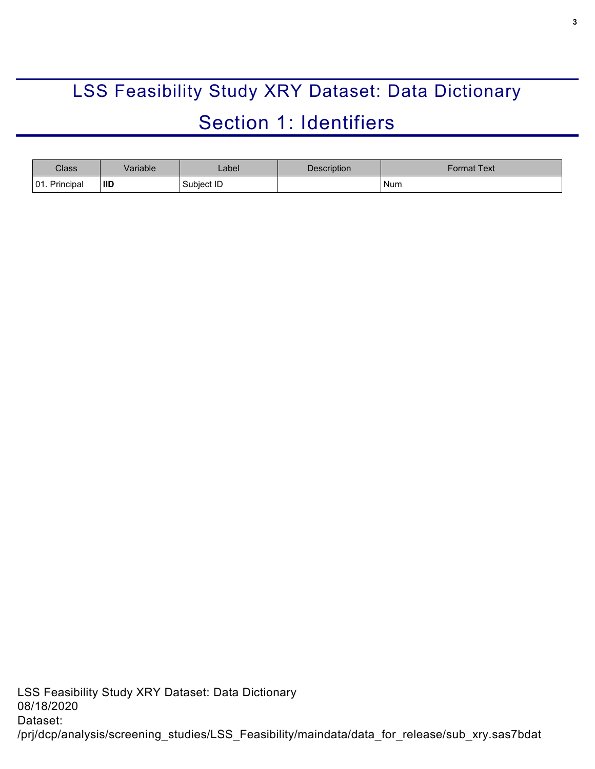# LSS Feasibility Study XRY Dataset: Data Dictionary

## Section 1: Identifiers

| Class | Variable | Label | Description | Format Text |
|---|---|---|---|---|
| 01. Principal | **IID** | Subject ID | | Num |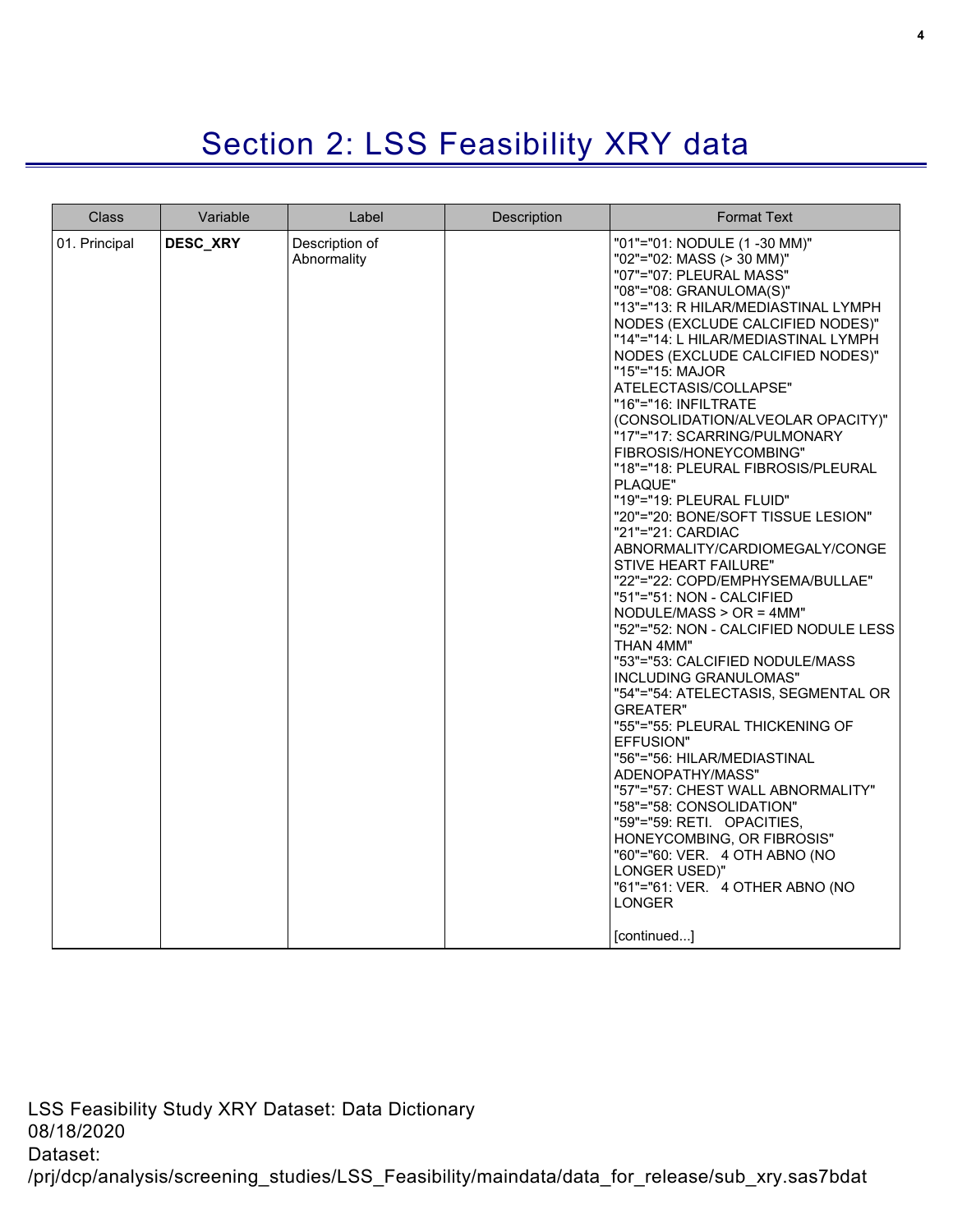# Section 2: LSS Feasibility XRY data

| Class | Variable | Label | Description | Format Text |
|---|---|---|---|---|
| 01. Principal | **DESC_XRY** | Description of Abnormality | | "01"="01: NODULE (1 -30 MM)"<br>"02"="02: MASS (> 30 MM)"<br>"07"="07: PLEURAL MASS"<br>"08"="08: GRANULOMA(S)"<br>"13"="13: R HILAR/MEDIASTINAL LYMPH NODES (EXCLUDE CALCIFIED NODES)"<br>"14"="14: L HILAR/MEDIASTINAL LYMPH NODES (EXCLUDE CALCIFIED NODES)"<br>"15"="15: MAJOR ATELECTASIS/COLLAPSE"<br>"16"="16: INFILTRATE (CONSOLIDATION/ALVEOLAR OPACITY)"<br>"17"="17: SCARRING/PULMONARY FIBROSIS/HONEYCOMBING"<br>"18"="18: PLEURAL FIBROSIS/PLEURAL PLAQUE"<br>"19"="19: PLEURAL FLUID"<br>"20"="20: BONE/SOFT TISSUE LESION"<br>"21"="21: CARDIAC ABNORMALITY/CARDIOMEGALY/CONGESTIVE HEART FAILURE"<br>"22"="22: COPD/EMPHYSEMA/BULLAE"<br>"51"="51: NON - CALCIFIED NODULE/MASS > OR = 4MM"<br>"52"="52: NON - CALCIFIED NODULE LESS THAN 4MM"<br>"53"="53: CALCIFIED NODULE/MASS INCLUDING GRANULOMAS"<br>"54"="54: ATELECTASIS, SEGMENTAL OR GREATER"<br>"55"="55: PLEURAL THICKENING OF EFFUSION"<br>"56"="56: HILAR/MEDIASTINAL ADENOPATHY/MASS"<br>"57"="57: CHEST WALL ABNORMALITY"<br>"58"="58: CONSOLIDATION"<br>"59"="59: RETI. OPACITIES, HONEYCOMBING, OR FIBROSIS"<br>"60"="60: VER. 4 OTH ABNO (NO LONGER USED)"<br>"61"="61: VER. 4 OTHER ABNO (NO LONGER<br><br>[continued...] |

LSS Feasibility Study XRY Dataset: Data Dictionary
08/18/2020
Dataset:
/prj/dcp/analysis/screening_studies/LSS_Feasibility/maindata/data_for_release/sub_xry.sas7bdat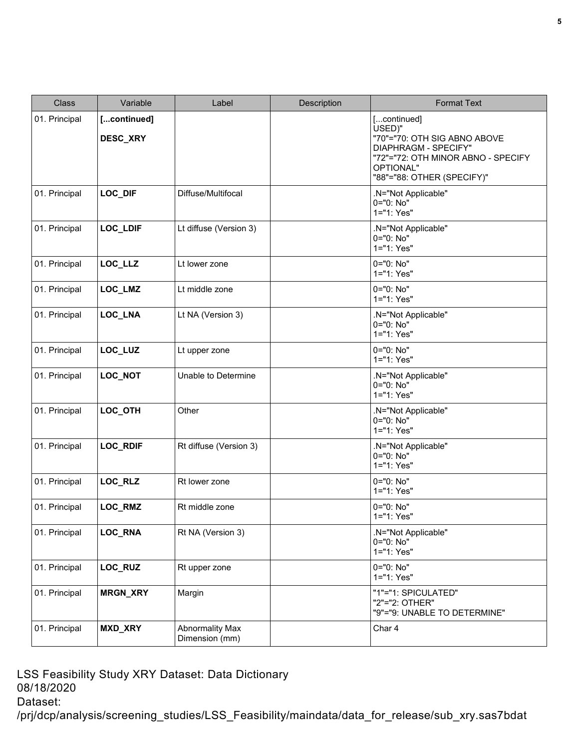| Class | Variable | Label | Description | Format Text |
|---|---|---|---|---|
| 01. Principal | **[...continued]**<br><br>**DESC_XRY** | | | [...continued]<br>USED)"<br>"70"="70: OTH SIG ABNO ABOVE DIAPHRAGM - SPECIFY"<br>"72"="72: OTH MINOR ABNO - SPECIFY OPTIONAL"<br>"88"="88: OTHER (SPECIFY)" |
| 01. Principal | **LOC_DIF** | Diffuse/Multifocal | | .N="Not Applicable"<br>0="0: No"<br>1="1: Yes" |
| 01. Principal | **LOC_LDIF** | Lt diffuse (Version 3) | | .N="Not Applicable"<br>0="0: No"<br>1="1: Yes" |
| 01. Principal | **LOC_LLZ** | Lt lower zone | | 0="0: No"<br>1="1: Yes" |
| 01. Principal | **LOC_LMZ** | Lt middle zone | | 0="0: No"<br>1="1: Yes" |
| 01. Principal | **LOC_LNA** | Lt NA (Version 3) | | .N="Not Applicable"<br>0="0: No"<br>1="1: Yes" |
| 01. Principal | **LOC_LUZ** | Lt upper zone | | 0="0: No"<br>1="1: Yes" |
| 01. Principal | **LOC_NOT** | Unable to Determine | | .N="Not Applicable"<br>0="0: No"<br>1="1: Yes" |
| 01. Principal | **LOC_OTH** | Other | | .N="Not Applicable"<br>0="0: No"<br>1="1: Yes" |
| 01. Principal | **LOC_RDIF** | Rt diffuse (Version 3) | | .N="Not Applicable"<br>0="0: No"<br>1="1: Yes" |
| 01. Principal | **LOC_RLZ** | Rt lower zone | | 0="0: No"<br>1="1: Yes" |
| 01. Principal | **LOC_RMZ** | Rt middle zone | | 0="0: No"<br>1="1: Yes" |
| 01. Principal | **LOC_RNA** | Rt NA (Version 3) | | .N="Not Applicable"<br>0="0: No"<br>1="1: Yes" |
| 01. Principal | **LOC_RUZ** | Rt upper zone | | 0="0: No"<br>1="1: Yes" |
| 01. Principal | **MRGN_XRY** | Margin | | "1"="1: SPICULATED"<br>"2"="2: OTHER"<br>"9"="9: UNABLE TO DETERMINE" |
| 01. Principal | **MXD_XRY** | Abnormality Max Dimension (mm) | | Char 4 |

LSS Feasibility Study XRY Dataset: Data Dictionary
08/18/2020
Dataset:
/prj/dcp/analysis/screening_studies/LSS_Feasibility/maindata/data_for_release/sub_xry.sas7bdat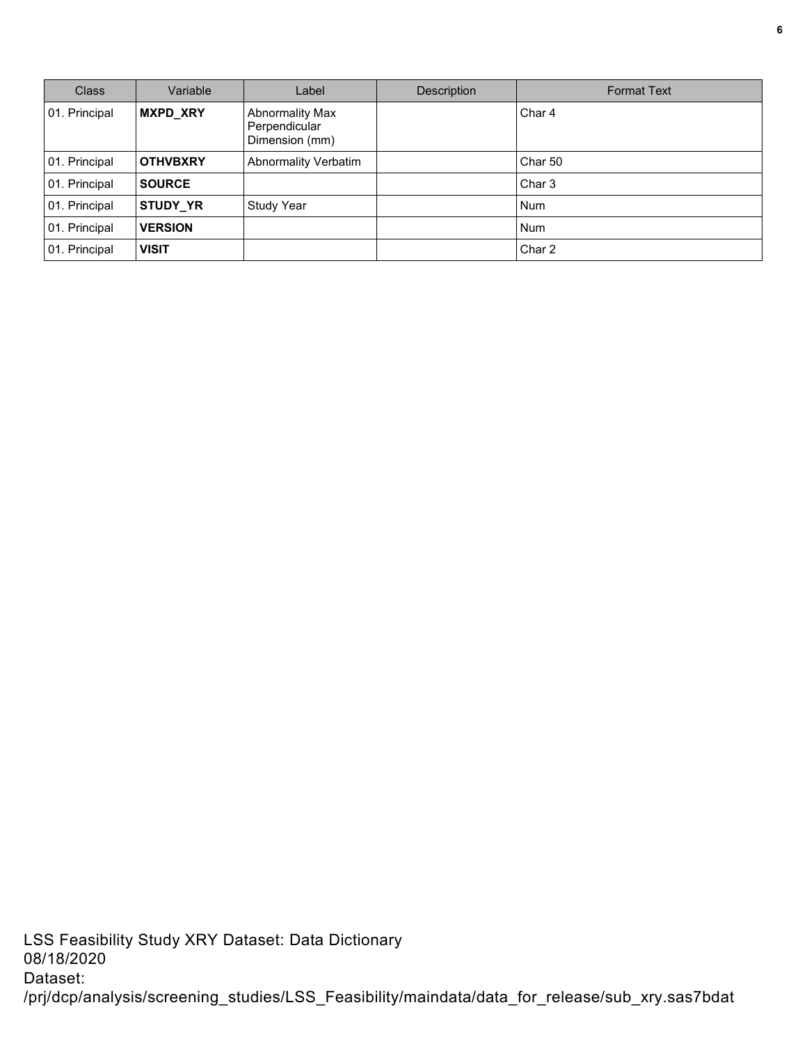| Class | Variable | Label | Description | Format Text |
| --- | --- | --- | --- | --- |
| 01. Principal | **MXPD_XRY** | Abnormality Max Perpendicular Dimension (mm) | | Char 4 |
| 01. Principal | **OTHVBXRY** | Abnormality Verbatim | | Char 50 |
| 01. Principal | **SOURCE** | | | Char 3 |
| 01. Principal | **STUDY_YR** | Study Year | | Num |
| 01. Principal | **VERSION** | | | Num |
| 01. Principal | **VISIT** | | | Char 2 |